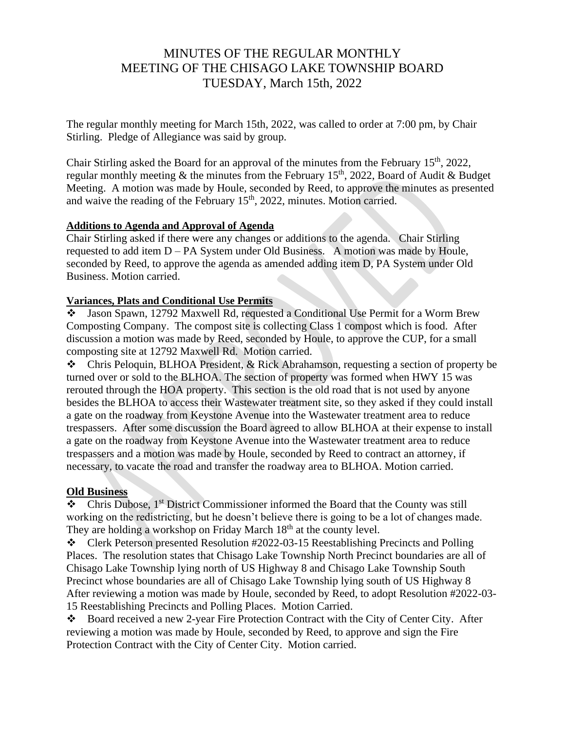# MINUTES OF THE REGULAR MONTHLY MEETING OF THE CHISAGO LAKE TOWNSHIP BOARD TUESDAY, March 15th, 2022

The regular monthly meeting for March 15th, 2022, was called to order at 7:00 pm, by Chair Stirling. Pledge of Allegiance was said by group.

Chair Stirling asked the Board for an approval of the minutes from the February 15th, 2022, regular monthly meeting & the minutes from the February 15th, 2022, Board of Audit & Budget Meeting. A motion was made by Houle, seconded by Reed, to approve the minutes as presented and waive the reading of the February 15th, 2022, minutes. Motion carried.

**Additions to Agenda and Approval of Agenda**

Chair Stirling asked if there were any changes or additions to the agenda. Chair Stirling requested to add item D – PA System under Old Business. A motion was made by Houle, seconded by Reed, to approve the agenda as amended adding item D, PA System under Old Business. Motion carried.

**Variances, Plats and Conditional Use Permits**

- Jason Spawn, 12792 Maxwell Rd, requested a Conditional Use Permit for a Worm Brew Composting Company. The compost site is collecting Class 1 compost which is food. After discussion a motion was made by Reed, seconded by Houle, to approve the CUP, for a small composting site at 12792 Maxwell Rd. Motion carried.
- Chris Peloquin, BLHOA President, & Rick Abrahamson, requesting a section of property be turned over or sold to the BLHOA. The section of property was formed when HWY 15 was rerouted through the HOA property. This section is the old road that is not used by anyone besides the BLHOA to access their Wastewater treatment site, so they asked if they could install a gate on the roadway from Keystone Avenue into the Wastewater treatment area to reduce trespassers. After some discussion the Board agreed to allow BLHOA at their expense to install a gate on the roadway from Keystone Avenue into the Wastewater treatment area to reduce trespassers and a motion was made by Houle, seconded by Reed to contract an attorney, if necessary, to vacate the road and transfer the roadway area to BLHOA. Motion carried.

**Old Business**

- Chris Dubose, 1st District Commissioner informed the Board that the County was still working on the redistricting, but he doesn't believe there is going to be a lot of changes made. They are holding a workshop on Friday March 18th at the county level.
- Clerk Peterson presented Resolution #2022-03-15 Reestablishing Precincts and Polling Places. The resolution states that Chisago Lake Township North Precinct boundaries are all of Chisago Lake Township lying north of US Highway 8 and Chisago Lake Township South Precinct whose boundaries are all of Chisago Lake Township lying south of US Highway 8 After reviewing a motion was made by Houle, seconded by Reed, to adopt Resolution #2022-03-15 Reestablishing Precincts and Polling Places. Motion Carried.
- Board received a new 2-year Fire Protection Contract with the City of Center City. After reviewing a motion was made by Houle, seconded by Reed, to approve and sign the Fire Protection Contract with the City of Center City. Motion carried.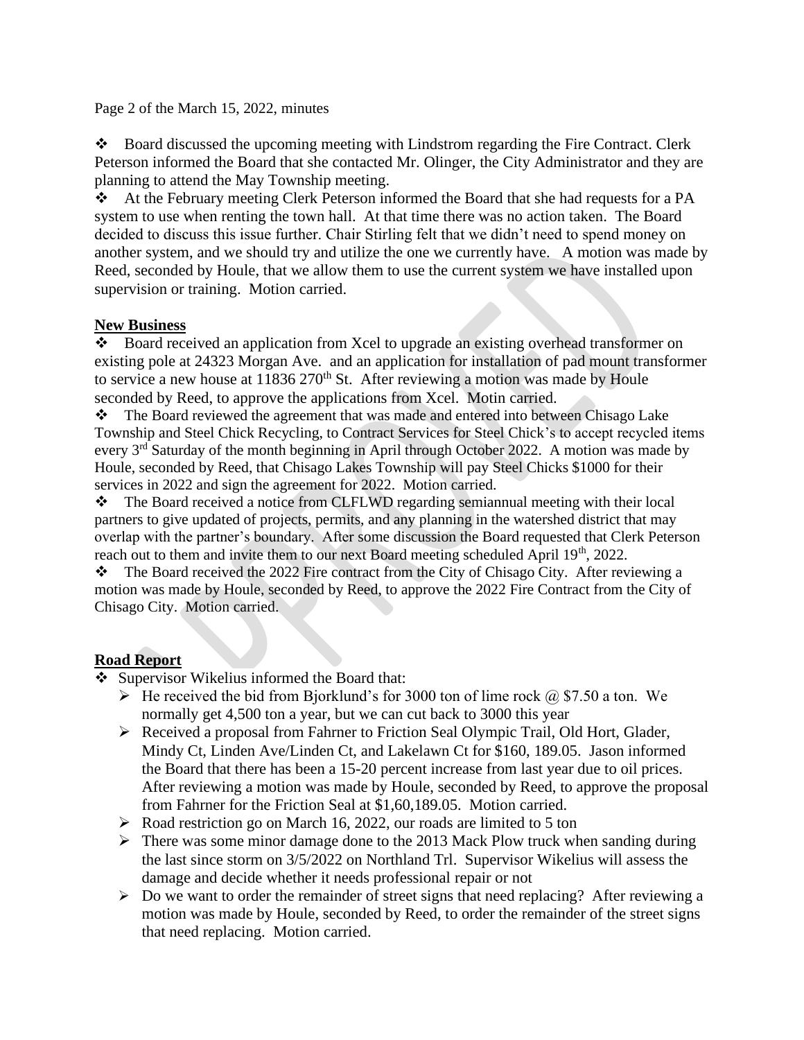Page 2 of the March 15, 2022, minutes

- Board discussed the upcoming meeting with Lindstrom regarding the Fire Contract. Clerk Peterson informed the Board that she contacted Mr. Olinger, the City Administrator and they are planning to attend the May Township meeting.
- At the February meeting Clerk Peterson informed the Board that she had requests for a PA system to use when renting the town hall. At that time there was no action taken. The Board decided to discuss this issue further. Chair Stirling felt that we didn't need to spend money on another system, and we should try and utilize the one we currently have. A motion was made by Reed, seconded by Houle, that we allow them to use the current system we have installed upon supervision or training. Motion carried.

**New Business**

- Board received an application from Xcel to upgrade an existing overhead transformer on existing pole at 24323 Morgan Ave. and an application for installation of pad mount transformer to service a new house at 11836 270th St. After reviewing a motion was made by Houle seconded by Reed, to approve the applications from Xcel. Motin carried.
- The Board reviewed the agreement that was made and entered into between Chisago Lake Township and Steel Chick Recycling, to Contract Services for Steel Chick's to accept recycled items every 3rd Saturday of the month beginning in April through October 2022. A motion was made by Houle, seconded by Reed, that Chisago Lakes Township will pay Steel Chicks $1000 for their services in 2022 and sign the agreement for 2022. Motion carried.
- The Board received a notice from CLFLWD regarding semiannual meeting with their local partners to give updated of projects, permits, and any planning in the watershed district that may overlap with the partner's boundary. After some discussion the Board requested that Clerk Peterson reach out to them and invite them to our next Board meeting scheduled April 19th, 2022.
- The Board received the 2022 Fire contract from the City of Chisago City. After reviewing a motion was made by Houle, seconded by Reed, to approve the 2022 Fire Contract from the City of Chisago City. Motion carried.

**Road Report**

- Supervisor Wikelius informed the Board that:
  - He received the bid from Bjorklund's for 3000 ton of lime rock @ $7.50 a ton. We normally get 4,500 ton a year, but we can cut back to 3000 this year
  - Received a proposal from Fahrner to Friction Seal Olympic Trail, Old Hort, Glader, Mindy Ct, Linden Ave/Linden Ct, and Lakelawn Ct for $160, 189.05. Jason informed the Board that there has been a 15-20 percent increase from last year due to oil prices. After reviewing a motion was made by Houle, seconded by Reed, to approve the proposal from Fahrner for the Friction Seal at $1,60,189.05. Motion carried.
  - Road restriction go on March 16, 2022, our roads are limited to 5 ton
  - There was some minor damage done to the 2013 Mack Plow truck when sanding during the last since storm on 3/5/2022 on Northland Trl. Supervisor Wikelius will assess the damage and decide whether it needs professional repair or not
  - Do we want to order the remainder of street signs that need replacing? After reviewing a motion was made by Houle, seconded by Reed, to order the remainder of the street signs that need replacing. Motion carried.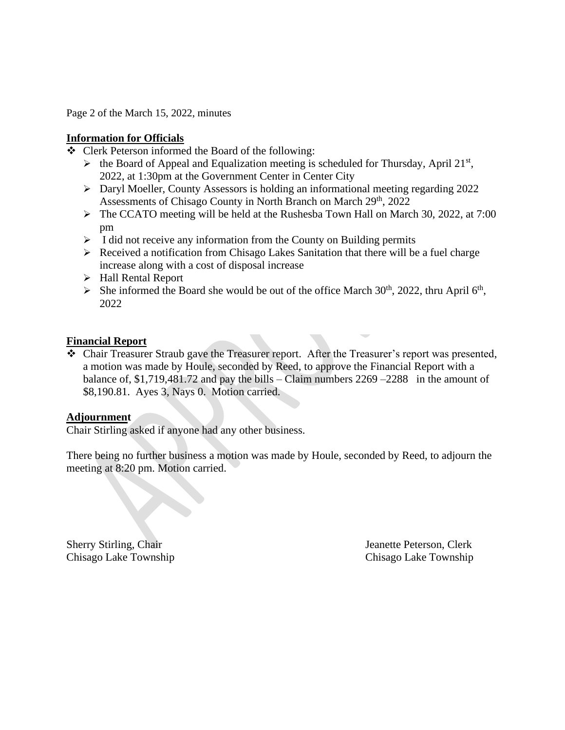Page 2 of the March 15, 2022, minutes

**Information for Officials**

- Clerk Peterson informed the Board of the following:
  - the Board of Appeal and Equalization meeting is scheduled for Thursday, April 21st, 2022, at 1:30pm at the Government Center in Center City
  - Daryl Moeller, County Assessors is holding an informational meeting regarding 2022 Assessments of Chisago County in North Branch on March 29th, 2022
  - The CCATO meeting will be held at the Rushesba Town Hall on March 30, 2022, at 7:00 pm
  - I did not receive any information from the County on Building permits
  - Received a notification from Chisago Lakes Sanitation that there will be a fuel charge increase along with a cost of disposal increase
  - Hall Rental Report
  - She informed the Board she would be out of the office March 30th, 2022, thru April 6th, 2022

**Financial Report**

- Chair Treasurer Straub gave the Treasurer report. After the Treasurer's report was presented, a motion was made by Houle, seconded by Reed, to approve the Financial Report with a balance of, $1,719,481.72 and pay the bills – Claim numbers 2269 –2288 in the amount of $8,190.81. Ayes 3, Nays 0. Motion carried.

**Adjournment**

Chair Stirling asked if anyone had any other business.

There being no further business a motion was made by Houle, seconded by Reed, to adjourn the meeting at 8:20 pm. Motion carried.

Sherry Stirling, Chair
Chisago Lake Township

Jeanette Peterson, Clerk
Chisago Lake Township